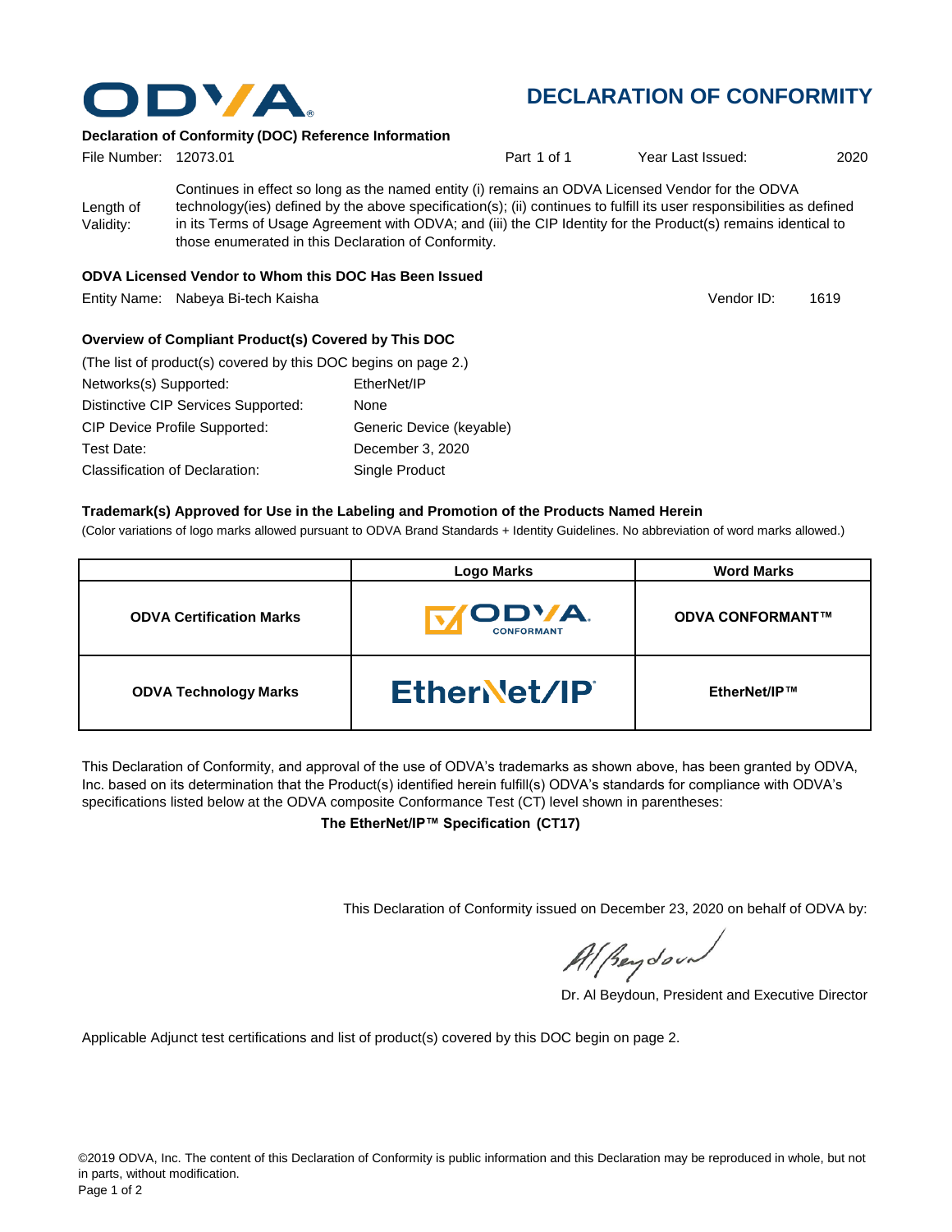# DECLARATION OF CONFORMITY

**Declaration of Conformity (DOC) Reference Information**

File Number: 12073.01 | Part 1 of 1 | Year Last Issued: 2020

Length of Validity: Continues in effect so long as the named entity (i) remains an ODVA Licensed Vendor for the ODVA technology(ies) defined by the above specification(s); (ii) continues to fulfill its user responsibilities as defined in its Terms of Usage Agreement with ODVA; and (iii) the CIP Identity for the Product(s) remains identical to those enumerated in this Declaration of Conformity.

**ODVA Licensed Vendor to Whom this DOC Has Been Issued**

Entity Name: Nabeya Bi-tech Kaisha | Vendor ID: 1619

**Overview of Compliant Product(s) Covered by This DOC**

(The list of product(s) covered by this DOC begins on page 2.)

| | |
|---|---|
| Networks(s) Supported: | EtherNet/IP |
| Distinctive CIP Services Supported: | None |
| CIP Device Profile Supported: | Generic Device (keyable) |
| Test Date: | December 3, 2020 |
| Classification of Declaration: | Single Product |

**Trademark(s) Approved for Use in the Labeling and Promotion of the Products Named Herein**

(Color variations of logo marks allowed pursuant to ODVA Brand Standards + Identity Guidelines. No abbreviation of word marks allowed.)

| | Logo Marks | Word Marks |
|---|---|---|
| **ODVA Certification Marks** | ODVA CONFORMANT | **ODVA CONFORMANT™** |
| **ODVA Technology Marks** | EtherNet/IP | **EtherNet/IP™** |

This Declaration of Conformity, and approval of the use of ODVA's trademarks as shown above, has been granted by ODVA, Inc. based on its determination that the Product(s) identified herein fulfill(s) ODVA's standards for compliance with ODVA's specifications listed below at the ODVA composite Conformance Test (CT) level shown in parentheses:

**The EtherNet/IP™ Specification (CT17)**

This Declaration of Conformity issued on December 23, 2020 on behalf of ODVA by:

Dr. Al Beydoun, President and Executive Director

Applicable Adjunct test certifications and list of product(s) covered by this DOC begin on page 2.

©2019 ODVA, Inc. The content of this Declaration of Conformity is public information and this Declaration may be reproduced in whole, but not in parts, without modification.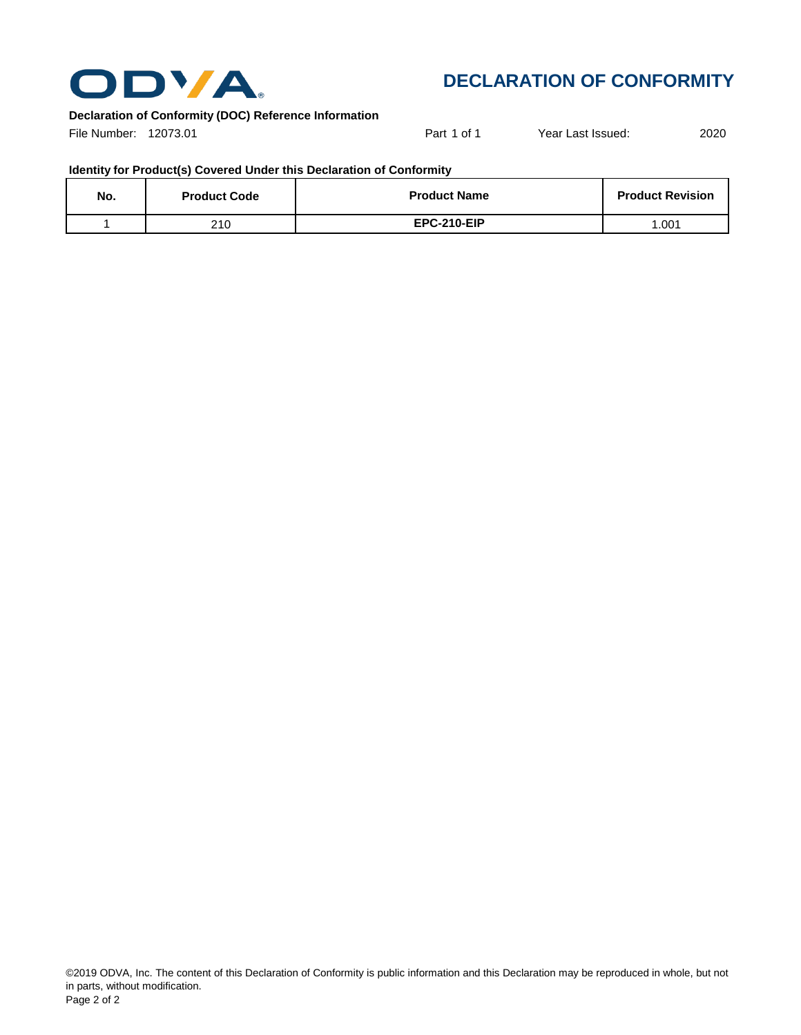# DECLARATION OF CONFORMITY

**Declaration of Conformity (DOC) Reference Information**

File Number: 12073.01 Part 1 of 1 Year Last Issued: 2020

**Identity for Product(s) Covered Under this Declaration of Conformity**

| No. | Product Code | Product Name | Product Revision |
|---|---|---|---|
| 1 | 210 | **EPC-210-EIP** | 1.001 |

©2019 ODVA, Inc. The content of this Declaration of Conformity is public information and this Declaration may be reproduced in whole, but not in parts, without modification.